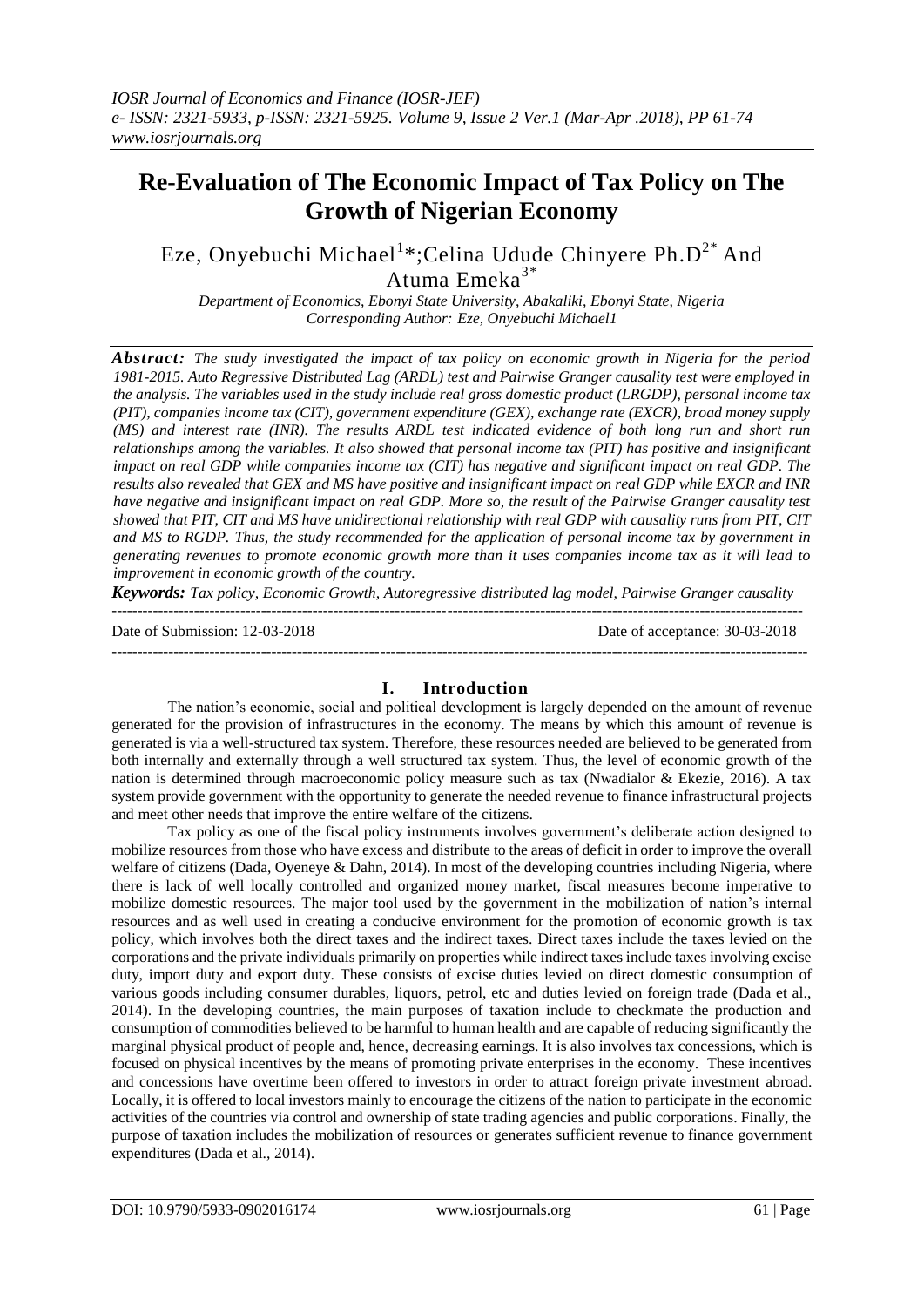# Re-Evaluation of The Economic Impact of Tax Policy on The Growth of Nigerian Economy

Eze, Onyebuchi Michael[1]*;Celina Udude Chinyere Ph.D[2*] And Atuma Emeka[3*]

*Department of Economics, Ebonyi State University, Abakaliki, Ebonyi State, Nigeria*
*Corresponding Author: Eze, Onyebuchi Michael1*

***Abstract:*** *The study investigated the impact of tax policy on economic growth in Nigeria for the period 1981-2015. Auto Regressive Distributed Lag (ARDL) test and Pairwise Granger causality test were employed in the analysis. The variables used in the study include real gross domestic product (LRGDP), personal income tax (PIT), companies income tax (CIT), government expenditure (GEX), exchange rate (EXCR), broad money supply (MS) and interest rate (INR). The results ARDL test indicated evidence of both long run and short run relationships among the variables. It also showed that personal income tax (PIT) has positive and insignificant impact on real GDP while companies income tax (CIT) has negative and significant impact on real GDP. The results also revealed that GEX and MS have positive and insignificant impact on real GDP while EXCR and INR have negative and insignificant impact on real GDP. More so, the result of the Pairwise Granger causality test showed that PIT, CIT and MS have unidirectional relationship with real GDP with causality runs from PIT, CIT and MS to RGDP. Thus, the study recommended for the application of personal income tax by government in generating revenues to promote economic growth more than it uses companies income tax as it will lead to improvement in economic growth of the country.*

***Keywords:*** *Tax policy, Economic Growth, Autoregressive distributed lag model, Pairwise Granger causality*

---

Date of Submission: 12-03-2018 Date of acceptance: 30-03-2018

---

## I. Introduction

The nation's economic, social and political development is largely depended on the amount of revenue generated for the provision of infrastructures in the economy. The means by which this amount of revenue is generated is via a well-structured tax system. Therefore, these resources needed are believed to be generated from both internally and externally through a well structured tax system. Thus, the level of economic growth of the nation is determined through macroeconomic policy measure such as tax (Nwadialor & Ekezie, 2016). A tax system provide government with the opportunity to generate the needed revenue to finance infrastructural projects and meet other needs that improve the entire welfare of the citizens.

Tax policy as one of the fiscal policy instruments involves government's deliberate action designed to mobilize resources from those who have excess and distribute to the areas of deficit in order to improve the overall welfare of citizens (Dada, Oyeneye & Dahn, 2014). In most of the developing countries including Nigeria, where there is lack of well locally controlled and organized money market, fiscal measures become imperative to mobilize domestic resources. The major tool used by the government in the mobilization of nation's internal resources and as well used in creating a conducive environment for the promotion of economic growth is tax policy, which involves both the direct taxes and the indirect taxes. Direct taxes include the taxes levied on the corporations and the private individuals primarily on properties while indirect taxes include taxes involving excise duty, import duty and export duty. These consists of excise duties levied on direct domestic consumption of various goods including consumer durables, liquors, petrol, etc and duties levied on foreign trade (Dada et al., 2014). In the developing countries, the main purposes of taxation include to checkmate the production and consumption of commodities believed to be harmful to human health and are capable of reducing significantly the marginal physical product of people and, hence, decreasing earnings. It is also involves tax concessions, which is focused on physical incentives by the means of promoting private enterprises in the economy. These incentives and concessions have overtime been offered to investors in order to attract foreign private investment abroad. Locally, it is offered to local investors mainly to encourage the citizens of the nation to participate in the economic activities of the countries via control and ownership of state trading agencies and public corporations. Finally, the purpose of taxation includes the mobilization of resources or generates sufficient revenue to finance government expenditures (Dada et al., 2014).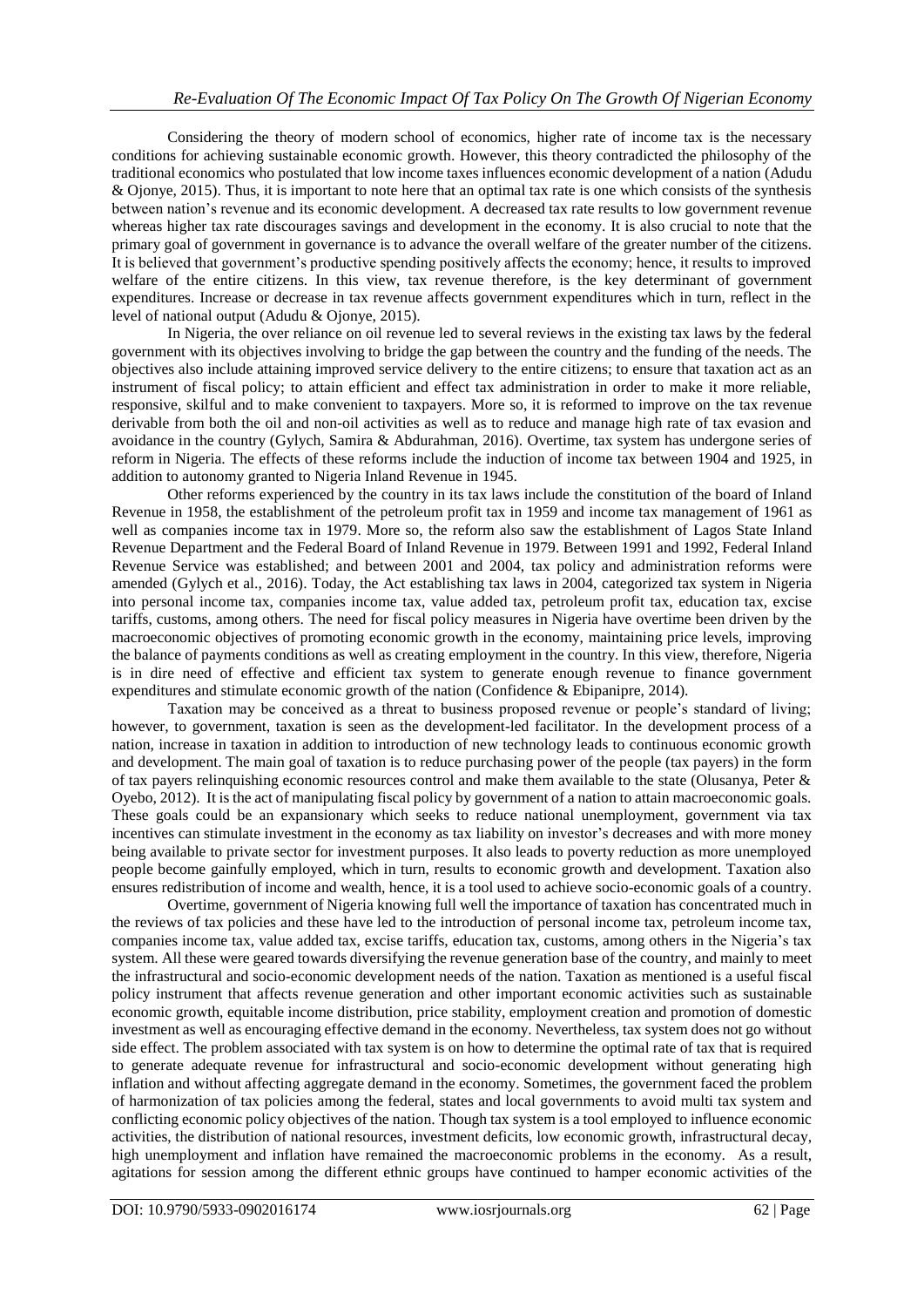Considering the theory of modern school of economics, higher rate of income tax is the necessary conditions for achieving sustainable economic growth. However, this theory contradicted the philosophy of the traditional economics who postulated that low income taxes influences economic development of a nation (Adudu & Ojonye, 2015). Thus, it is important to note here that an optimal tax rate is one which consists of the synthesis between nation's revenue and its economic development. A decreased tax rate results to low government revenue whereas higher tax rate discourages savings and development in the economy. It is also crucial to note that the primary goal of government in governance is to advance the overall welfare of the greater number of the citizens. It is believed that government's productive spending positively affects the economy; hence, it results to improved welfare of the entire citizens. In this view, tax revenue therefore, is the key determinant of government expenditures. Increase or decrease in tax revenue affects government expenditures which in turn, reflect in the level of national output (Adudu & Ojonye, 2015).

In Nigeria, the over reliance on oil revenue led to several reviews in the existing tax laws by the federal government with its objectives involving to bridge the gap between the country and the funding of the needs. The objectives also include attaining improved service delivery to the entire citizens; to ensure that taxation act as an instrument of fiscal policy; to attain efficient and effect tax administration in order to make it more reliable, responsive, skilful and to make convenient to taxpayers. More so, it is reformed to improve on the tax revenue derivable from both the oil and non-oil activities as well as to reduce and manage high rate of tax evasion and avoidance in the country (Gylych, Samira & Abdurahman, 2016). Overtime, tax system has undergone series of reform in Nigeria. The effects of these reforms include the induction of income tax between 1904 and 1925, in addition to autonomy granted to Nigeria Inland Revenue in 1945.

Other reforms experienced by the country in its tax laws include the constitution of the board of Inland Revenue in 1958, the establishment of the petroleum profit tax in 1959 and income tax management of 1961 as well as companies income tax in 1979. More so, the reform also saw the establishment of Lagos State Inland Revenue Department and the Federal Board of Inland Revenue in 1979. Between 1991 and 1992, Federal Inland Revenue Service was established; and between 2001 and 2004, tax policy and administration reforms were amended (Gylych et al., 2016). Today, the Act establishing tax laws in 2004, categorized tax system in Nigeria into personal income tax, companies income tax, value added tax, petroleum profit tax, education tax, excise tariffs, customs, among others. The need for fiscal policy measures in Nigeria have overtime been driven by the macroeconomic objectives of promoting economic growth in the economy, maintaining price levels, improving the balance of payments conditions as well as creating employment in the country. In this view, therefore, Nigeria is in dire need of effective and efficient tax system to generate enough revenue to finance government expenditures and stimulate economic growth of the nation (Confidence & Ebipanipre, 2014).

Taxation may be conceived as a threat to business proposed revenue or people's standard of living; however, to government, taxation is seen as the development-led facilitator. In the development process of a nation, increase in taxation in addition to introduction of new technology leads to continuous economic growth and development. The main goal of taxation is to reduce purchasing power of the people (tax payers) in the form of tax payers relinquishing economic resources control and make them available to the state (Olusanya, Peter & Oyebo, 2012). It is the act of manipulating fiscal policy by government of a nation to attain macroeconomic goals. These goals could be an expansionary which seeks to reduce national unemployment, government via tax incentives can stimulate investment in the economy as tax liability on investor's decreases and with more money being available to private sector for investment purposes. It also leads to poverty reduction as more unemployed people become gainfully employed, which in turn, results to economic growth and development. Taxation also ensures redistribution of income and wealth, hence, it is a tool used to achieve socio-economic goals of a country.

Overtime, government of Nigeria knowing full well the importance of taxation has concentrated much in the reviews of tax policies and these have led to the introduction of personal income tax, petroleum income tax, companies income tax, value added tax, excise tariffs, education tax, customs, among others in the Nigeria's tax system. All these were geared towards diversifying the revenue generation base of the country, and mainly to meet the infrastructural and socio-economic development needs of the nation. Taxation as mentioned is a useful fiscal policy instrument that affects revenue generation and other important economic activities such as sustainable economic growth, equitable income distribution, price stability, employment creation and promotion of domestic investment as well as encouraging effective demand in the economy. Nevertheless, tax system does not go without side effect. The problem associated with tax system is on how to determine the optimal rate of tax that is required to generate adequate revenue for infrastructural and socio-economic development without generating high inflation and without affecting aggregate demand in the economy. Sometimes, the government faced the problem of harmonization of tax policies among the federal, states and local governments to avoid multi tax system and conflicting economic policy objectives of the nation. Though tax system is a tool employed to influence economic activities, the distribution of national resources, investment deficits, low economic growth, infrastructural decay, high unemployment and inflation have remained the macroeconomic problems in the economy. As a result, agitations for session among the different ethnic groups have continued to hamper economic activities of the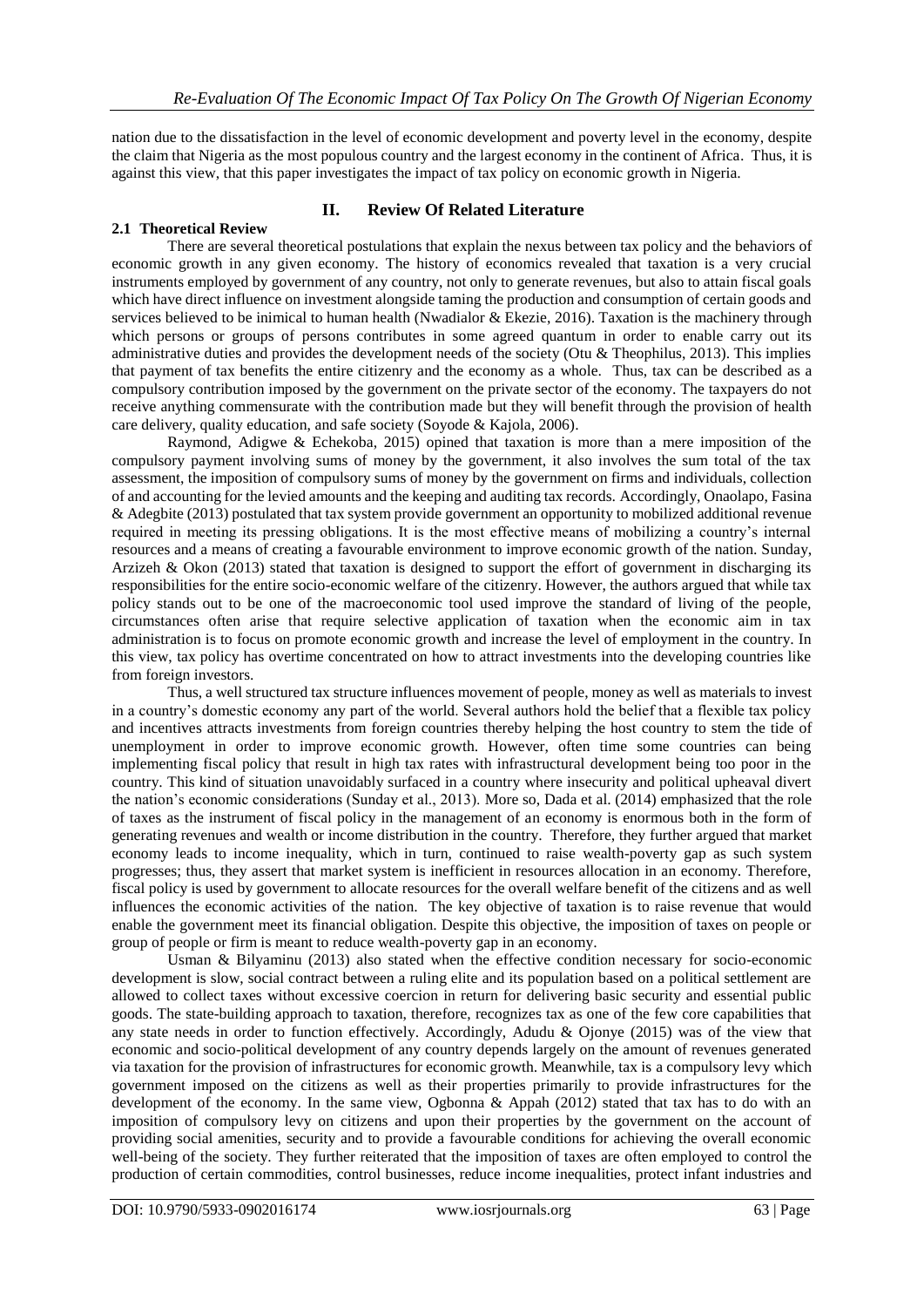nation due to the dissatisfaction in the level of economic development and poverty level in the economy, despite the claim that Nigeria as the most populous country and the largest economy in the continent of Africa. Thus, it is against this view, that this paper investigates the impact of tax policy on economic growth in Nigeria.

## II. Review Of Related Literature

### 2.1 Theoretical Review

There are several theoretical postulations that explain the nexus between tax policy and the behaviors of economic growth in any given economy. The history of economics revealed that taxation is a very crucial instruments employed by government of any country, not only to generate revenues, but also to attain fiscal goals which have direct influence on investment alongside taming the production and consumption of certain goods and services believed to be inimical to human health (Nwadialor & Ekezie, 2016). Taxation is the machinery through which persons or groups of persons contributes in some agreed quantum in order to enable carry out its administrative duties and provides the development needs of the society (Otu & Theophilus, 2013). This implies that payment of tax benefits the entire citizenry and the economy as a whole. Thus, tax can be described as a compulsory contribution imposed by the government on the private sector of the economy. The taxpayers do not receive anything commensurate with the contribution made but they will benefit through the provision of health care delivery, quality education, and safe society (Soyode & Kajola, 2006).

Raymond, Adigwe & Echekoba, 2015) opined that taxation is more than a mere imposition of the compulsory payment involving sums of money by the government, it also involves the sum total of the tax assessment, the imposition of compulsory sums of money by the government on firms and individuals, collection of and accounting for the levied amounts and the keeping and auditing tax records. Accordingly, Onaolapo, Fasina & Adegbite (2013) postulated that tax system provide government an opportunity to mobilized additional revenue required in meeting its pressing obligations. It is the most effective means of mobilizing a country's internal resources and a means of creating a favourable environment to support to improve economic growth of the nation. Sunday, Arzizeh & Okon (2013) stated that taxation is designed to support the effort of government in discharging its responsibilities for the entire socio-economic welfare of the citizenry. However, the authors argued that while tax policy stands out to be one of the macroeconomic tool used improve the standard of living of the people, circumstances often arise that require selective application of taxation when the economic aim in tax administration is to focus on promote economic growth and increase the level of employment in the country. In this view, tax policy has overtime concentrated on how to attract investments into the developing countries like from foreign investors.

Thus, a well structured tax structure influences movement of people, money as well as materials to invest in a country's domestic economy any part of the world. Several authors hold the belief that a flexible tax policy and incentives attracts investments from foreign countries thereby helping the host country to stem the tide of unemployment in order to improve economic growth. However, often time some countries can being implementing fiscal policy that result in high tax rates with infrastructural development being too poor in the country. This kind of situation unavoidably surfaced in a country where insecurity and political upheaval divert the nation's economic considerations (Sunday et al., 2013). More so, Dada et al. (2014) emphasized that the role of taxes as the instrument of fiscal policy in the management of an economy is enormous both in the form of generating revenues and wealth or income distribution in the country. Therefore, they further argued that market economy leads to income inequality, which in turn, continued to raise wealth-poverty gap as such system progresses; thus, they assert that market system is inefficient in resources allocation in an economy. Therefore, fiscal policy is used by government to allocate resources for the overall welfare benefit of the citizens and as well influences the economic activities of the nation. The key objective of taxation is to raise revenue that would enable the government meet its financial obligation. Despite this objective, the imposition of taxes on people or group of people or firm is meant to reduce wealth-poverty gap in an economy.

Usman & Bilyaminu (2013) also stated when the effective condition necessary for socio-economic development is slow, social contract between a ruling elite and its population based on a political settlement are allowed to collect taxes without excessive coercion in return for delivering basic security and essential public goods. The state-building approach to taxation, therefore, recognizes tax as one of the few core capabilities that any state needs in order to function effectively. Accordingly, Adudu & Ojonye (2015) was of the view that economic and socio-political development of any country depends largely on the amount of revenues generated via taxation for the provision of infrastructures for economic growth. Meanwhile, tax is a compulsory levy which government imposed on the citizens as well as their properties primarily to provide infrastructures for the development of the economy. In the same view, Ogbonna & Appah (2012) stated that tax has to do with an imposition of compulsory levy on citizens and upon their properties by the government on the account of providing social amenities, security and to provide a favourable conditions for achieving the overall economic well-being of the society. They further reiterated that the imposition of taxes are often employed to control the production of certain commodities, control businesses, reduce income inequalities, protect infant industries and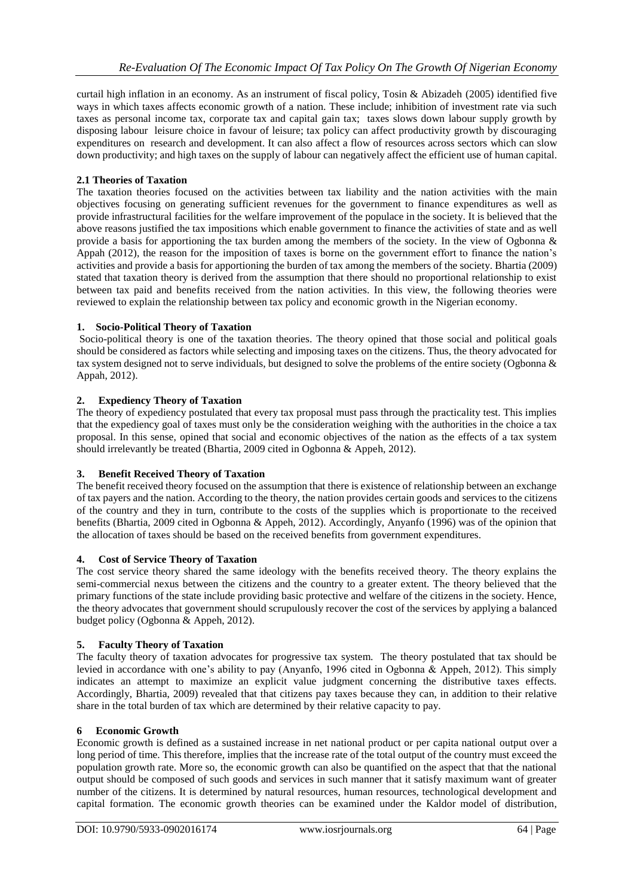curtail high inflation in an economy. As an instrument of fiscal policy, Tosin & Abizadeh (2005) identified five ways in which taxes affects economic growth of a nation. These include; inhibition of investment rate via such taxes as personal income tax, corporate tax and capital gain tax; taxes slows down labour supply growth by disposing labour leisure choice in favour of leisure; tax policy can affect productivity growth by discouraging expenditures on research and development. It can also affect a flow of resources across sectors which can slow down productivity; and high taxes on the supply of labour can negatively affect the efficient use of human capital.

### 2.1 Theories of Taxation

The taxation theories focused on the activities between tax liability and the nation activities with the main objectives focusing on generating sufficient revenues for the government to finance expenditures as well as provide infrastructural facilities for the welfare improvement of the populace in the society. It is believed that the above reasons justified the tax impositions which enable government to finance the activities of state and as well provide a basis for apportioning the tax burden among the members of the society. In the view of Ogbonna & Appah (2012), the reason for the imposition of taxes is borne on the government effort to finance the nation's activities and provide a basis for apportioning the burden of tax among the members of the society. Bhartia (2009) stated that taxation theory is derived from the assumption that there should no proportional relationship to exist between tax paid and benefits received from the nation activities. In this view, the following theories were reviewed to explain the relationship between tax policy and economic growth in the Nigerian economy.

#### 1. Socio-Political Theory of Taxation

Socio-political theory is one of the taxation theories. The theory opined that those social and political goals should be considered as factors while selecting and imposing taxes on the citizens. Thus, the theory advocated for tax system designed not to serve individuals, but designed to solve the problems of the entire society (Ogbonna & Appah, 2012).

#### 2. Expediency Theory of Taxation

The theory of expediency postulated that every tax proposal must pass through the practicality test. This implies that the expediency goal of taxes must only be the consideration weighing with the authorities in the choice a tax proposal. In this sense, opined that social and economic objectives of the nation as the effects of a tax system should irrelevantly be treated (Bhartia, 2009 cited in Ogbonna & Appeh, 2012).

#### 3. Benefit Received Theory of Taxation

The benefit received theory focused on the assumption that there is existence of relationship between an exchange of tax payers and the nation. According to the theory, the nation provides certain goods and services to the citizens of the country and they in turn, contribute to the costs of the supplies which is proportionate to the received benefits (Bhartia, 2009 cited in Ogbonna & Appeh, 2012). Accordingly, Anyanfo (1996) was of the opinion that the allocation of taxes should be based on the received benefits from government expenditures.

#### 4. Cost of Service Theory of Taxation

The cost service theory shared the same ideology with the benefits received theory. The theory explains the semi-commercial nexus between the citizens and the country to a greater extent. The theory believed that the primary functions of the state include providing basic protective and welfare of the citizens in the society. Hence, the theory advocates that government should scrupulously recover the cost of the services by applying a balanced budget policy (Ogbonna & Appeh, 2012).

#### 5. Faculty Theory of Taxation

The faculty theory of taxation advocates for progressive tax system. The theory postulated that tax should be levied in accordance with one's ability to pay (Anyanfo, 1996 cited in Ogbonna & Appeh, 2012). This simply indicates an attempt to maximize an explicit value judgment concerning the distributive taxes effects. Accordingly, Bhartia, 2009) revealed that that citizens pay taxes because they can, in addition to their relative share in the total burden of tax which are determined by their relative capacity to pay.

#### 6 Economic Growth

Economic growth is defined as a sustained increase in net national product or per capita national output over a long period of time. This therefore, implies that the increase rate of the total output of the country must exceed the population growth rate. More so, the economic growth can also be quantified on the aspect that that the national output should be composed of such goods and services in such manner that it satisfy maximum want of greater number of the citizens. It is determined by natural resources, human resources, technological development and capital formation. The economic growth theories can be examined under the Kaldor model of distribution,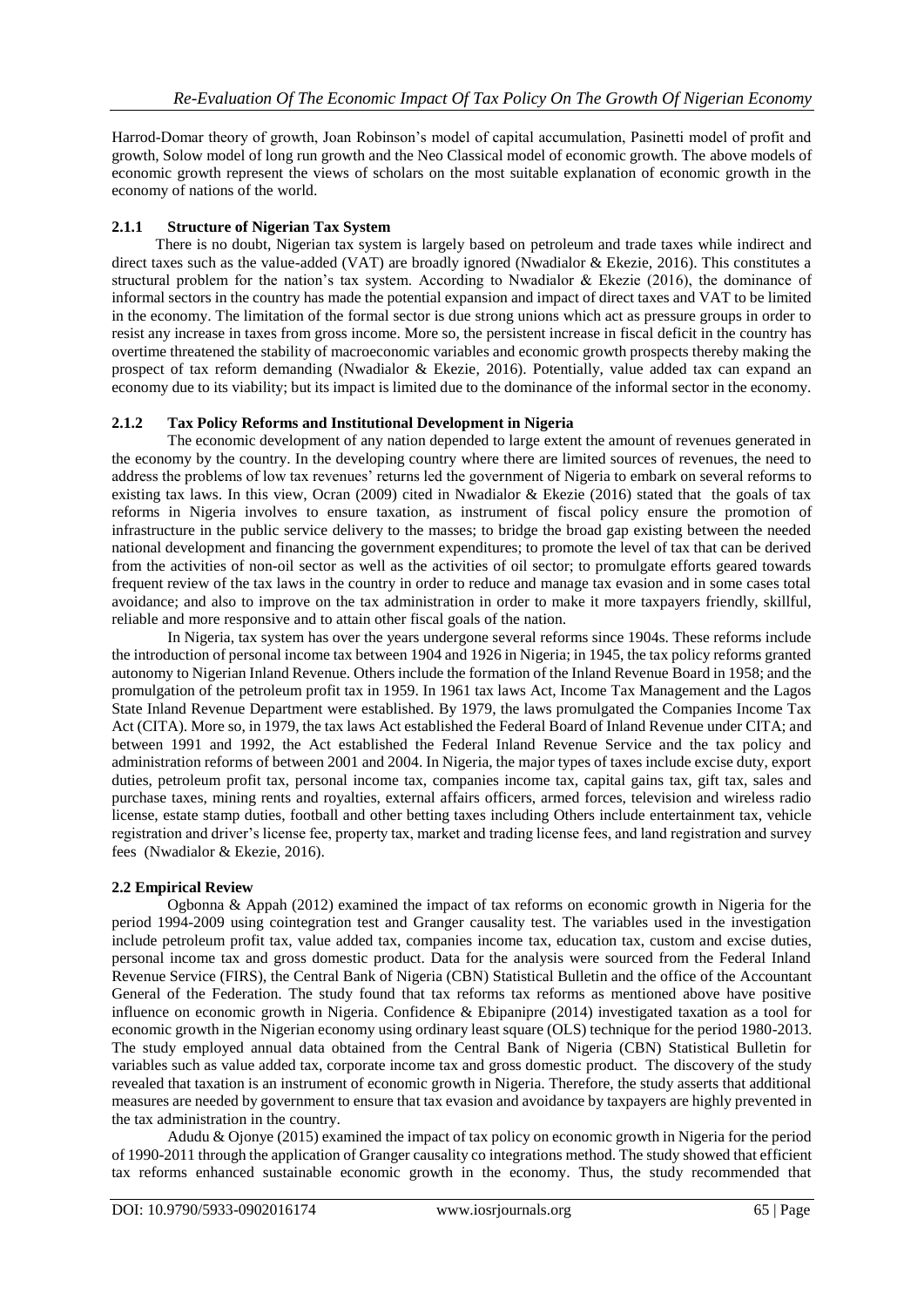Harrod-Domar theory of growth, Joan Robinson's model of capital accumulation, Pasinetti model of profit and growth, Solow model of long run growth and the Neo Classical model of economic growth. The above models of economic growth represent the views of scholars on the most suitable explanation of economic growth in the economy of nations of the world.

### 2.1.1 Structure of Nigerian Tax System

There is no doubt, Nigerian tax system is largely based on petroleum and trade taxes while indirect and direct taxes such as the value-added (VAT) are broadly ignored (Nwadialor & Ekezie, 2016). This constitutes a structural problem for the nation's tax system. According to Nwadialor & Ekezie (2016), the dominance of informal sectors in the country has made the potential expansion and impact of direct taxes and VAT to be limited in the economy. The limitation of the formal sector is due strong unions which act as pressure groups in order to resist any increase in taxes from gross income. More so, the persistent increase in fiscal deficit in the country has overtime threatened the stability of macroeconomic variables and economic growth prospects thereby making the prospect of tax reform demanding (Nwadialor & Ekezie, 2016). Potentially, value added tax can expand an economy due to its viability; but its impact is limited due to the dominance of the informal sector in the economy.

### 2.1.2 Tax Policy Reforms and Institutional Development in Nigeria

The economic development of any nation depended to large extent the amount of revenues generated in the economy by the country. In the developing country where there are limited sources of revenues, the need to address the problems of low tax revenues' returns led the government of Nigeria to embark on several reforms to existing tax laws. In this view, Ocran (2009) cited in Nwadialor & Ekezie (2016) stated that the goals of tax reforms in Nigeria involves to ensure taxation, as instrument of fiscal policy ensure the promotion of infrastructure in the public service delivery to the masses; to bridge the broad gap existing between the needed national development and financing the government expenditures; to promote the level of tax that can be derived from the activities of non-oil sector as well as the activities of oil sector; to promulgate efforts geared towards frequent review of the tax laws in the country in order to reduce and manage tax evasion and in some cases total avoidance; and also to improve on the tax administration in order to make it more taxpayers friendly, skillful, reliable and more responsive and to attain other fiscal goals of the nation.

In Nigeria, tax system has over the years undergone several reforms since 1904s. These reforms include the introduction of personal income tax between 1904 and 1926 in Nigeria; in 1945, the tax policy reforms granted autonomy to Nigerian Inland Revenue. Others include the formation of the Inland Revenue Board in 1958; and the promulgation of the petroleum profit tax in 1959. In 1961 tax laws Act, Income Tax Management and the Lagos State Inland Revenue Department were established. By 1979, the laws promulgated the Companies Income Tax Act (CITA). More so, in 1979, the tax laws Act established the Federal Board of Inland Revenue under CITA; and between 1991 and 1992, the Act established the Federal Inland Revenue Service and the tax policy and administration reforms of between 2001 and 2004. In Nigeria, the major types of taxes include excise duty, export duties, petroleum profit tax, personal income tax, companies income tax, capital gains tax, gift tax, sales and purchase taxes, mining rents and royalties, external affairs officers, armed forces, television and wireless radio license, estate stamp duties, football and other betting taxes including Others include entertainment tax, vehicle registration and driver's license fee, property tax, market and trading license fees, and land registration and survey fees (Nwadialor & Ekezie, 2016).

## 2.2 Empirical Review

Ogbonna & Appah (2012) examined the impact of tax reforms on economic growth in Nigeria for the period 1994-2009 using cointegration test and Granger causality test. The variables used in the investigation include petroleum profit tax, value added tax, companies income tax, education tax, custom and excise duties, personal income tax and gross domestic product. Data for the analysis were sourced from the Federal Inland Revenue Service (FIRS), the Central Bank of Nigeria (CBN) Statistical Bulletin and the office of the Accountant General of the Federation. The study found that tax reforms tax reforms as mentioned above have positive influence on economic growth in Nigeria. Confidence & Ebipanipre (2014) investigated taxation as a tool for economic growth in the Nigerian economy using ordinary least square (OLS) technique for the period 1980-2013. The study employed annual data obtained from the Central Bank of Nigeria (CBN) Statistical Bulletin for variables such as value added tax, corporate income tax and gross domestic product. The discovery of the study revealed that taxation is an instrument of economic growth in Nigeria. Therefore, the study asserts that additional measures are needed by government to ensure that tax evasion and avoidance by taxpayers are highly prevented in the tax administration in the country.

Adudu & Ojonye (2015) examined the impact of tax policy on economic growth in Nigeria for the period of 1990-2011 through the application of Granger causality co integrations method. The study showed that efficient tax reforms enhanced sustainable economic growth in the economy. Thus, the study recommended that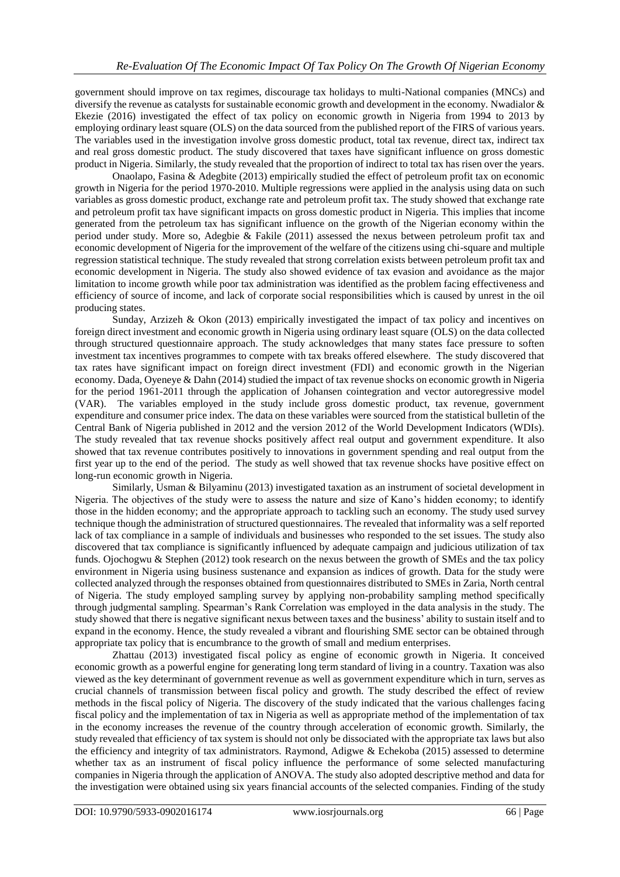government should improve on tax regimes, discourage tax holidays to multi-National companies (MNCs) and diversify the revenue as catalysts for sustainable economic growth and development in the economy. Nwadialor & Ekezie (2016) investigated the effect of tax policy on economic growth in Nigeria from 1994 to 2013 by employing ordinary least square (OLS) on the data sourced from the published report of the FIRS of various years. The variables used in the investigation involve gross domestic product, total tax revenue, direct tax, indirect tax and real gross domestic product. The study discovered that taxes have significant influence on gross domestic product in Nigeria. Similarly, the study revealed that the proportion of indirect to total tax has risen over the years.

Onaolapo, Fasina & Adegbite (2013) empirically studied the effect of petroleum profit tax on economic growth in Nigeria for the period 1970-2010. Multiple regressions were applied in the analysis using data on such variables as gross domestic product, exchange rate and petroleum profit tax. The study showed that exchange rate and petroleum profit tax have significant impacts on gross domestic product in Nigeria. This implies that income generated from the petroleum tax has significant influence on the growth of the Nigerian economy within the period under study. More so, Adegbie & Fakile (2011) assessed the nexus between petroleum profit tax and economic development of Nigeria for the improvement of the welfare of the citizens using chi-square and multiple regression statistical technique. The study revealed that strong correlation exists between petroleum profit tax and economic development in Nigeria. The study also showed evidence of tax evasion and avoidance as the major limitation to income growth while poor tax administration was identified as the problem facing effectiveness and efficiency of source of income, and lack of corporate social responsibilities which is caused by unrest in the oil producing states.

Sunday, Arzizeh & Okon (2013) empirically investigated the impact of tax policy and incentives on foreign direct investment and economic growth in Nigeria using ordinary least square (OLS) on the data collected through structured questionnaire approach. The study acknowledges that many states face pressure to soften investment tax incentives programmes to compete with tax breaks offered elsewhere. The study discovered that tax rates have significant impact on foreign direct investment (FDI) and economic growth in the Nigerian economy. Dada, Oyeneye & Dahn (2014) studied the impact of tax revenue shocks on economic growth in Nigeria for the period 1961-2011 through the application of Johansen cointegration and vector autoregressive model (VAR). The variables employed in the study include gross domestic product, tax revenue, government expenditure and consumer price index. The data on these variables were sourced from the statistical bulletin of the Central Bank of Nigeria published in 2012 and the version 2012 of the World Development Indicators (WDIs). The study revealed that tax revenue shocks positively affect real output and government expenditure. It also showed that tax revenue contributes positively to innovations in government spending and real output from the first year up to the end of the period. The study as well showed that tax revenue shocks have positive effect on long-run economic growth in Nigeria.

Similarly, Usman & Bilyaminu (2013) investigated taxation as an instrument of societal development in Nigeria. The objectives of the study were to assess the nature and size of Kano's hidden economy; to identify those in the hidden economy; and the appropriate approach to tackling such an economy. The study used survey technique though the administration of structured questionnaires. The revealed that informality was a self reported lack of tax compliance in a sample of individuals and businesses who responded to the set issues. The study also discovered that tax compliance is significantly influenced by adequate campaign and judicious utilization of tax funds. Ojochogwu & Stephen (2012) took research on the nexus between the growth of SMEs and the tax policy environment in Nigeria using business sustenance and expansion as indices of growth. Data for the study were collected analyzed through the responses obtained from questionnaires distributed to SMEs in Zaria, North central of Nigeria. The study employed sampling survey by applying non-probability sampling method specifically through judgmental sampling. Spearman's Rank Correlation was employed in the data analysis in the study. The study showed that there is negative significant nexus between taxes and the business' ability to sustain itself and to expand in the economy. Hence, the study revealed a vibrant and flourishing SME sector can be obtained through appropriate tax policy that is encumbrance to the growth of small and medium enterprises.

Zhattau (2013) investigated fiscal policy as engine of economic growth in Nigeria. It conceived economic growth as a powerful engine for generating long term standard of living in a country. Taxation was also viewed as the key determinant of government revenue as well as government expenditure which in turn, serves as crucial channels of transmission between fiscal policy and growth. The study described the effect of review methods in the fiscal policy of Nigeria. The discovery of the study indicated that the various challenges facing fiscal policy and the implementation of tax in Nigeria as well as appropriate method of the implementation of tax in the economy increases the revenue of the country through acceleration of economic growth. Similarly, the study revealed that efficiency of tax system is should not only be dissociated with the appropriate tax laws but also the efficiency and integrity of tax administrators. Raymond, Adigwe & Echekoba (2015) assessed to determine whether tax as an instrument of fiscal policy influence the performance of some selected manufacturing companies in Nigeria through the application of ANOVA. The study also adopted descriptive method and data for the investigation were obtained using six years financial accounts of the selected companies. Finding of the study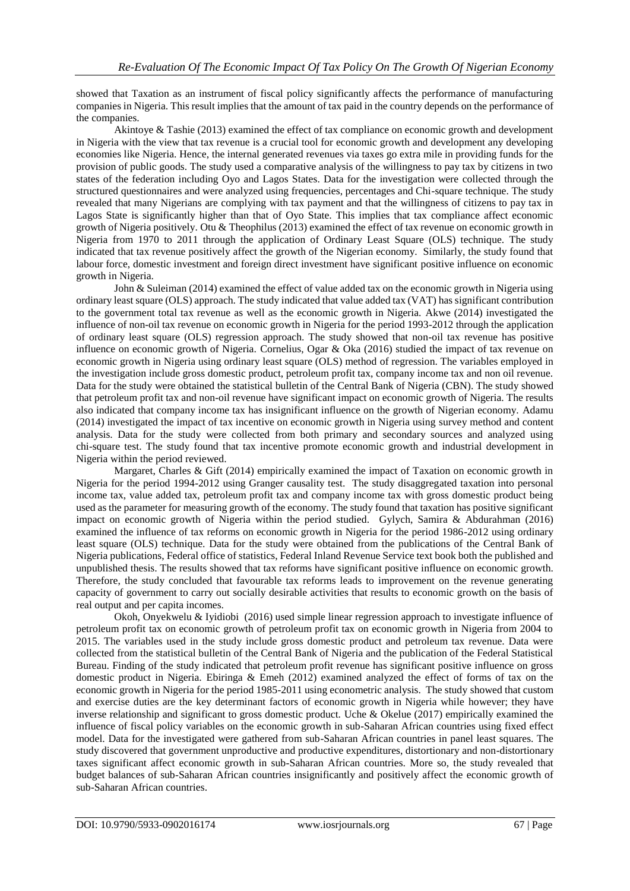showed that Taxation as an instrument of fiscal policy significantly affects the performance of manufacturing companies in Nigeria. This result implies that the amount of tax paid in the country depends on the performance of the companies.

Akintoye & Tashie (2013) examined the effect of tax compliance on economic growth and development in Nigeria with the view that tax revenue is a crucial tool for economic growth and development any developing economies like Nigeria. Hence, the internal generated revenues via taxes go extra mile in providing funds for the provision of public goods. The study used a comparative analysis of the willingness to pay tax by citizens in two states of the federation including Oyo and Lagos States. Data for the investigation were collected through the structured questionnaires and were analyzed using frequencies, percentages and Chi-square technique. The study revealed that many Nigerians are complying with tax payment and that the willingness of citizens to pay tax in Lagos State is significantly higher than that of Oyo State. This implies that tax compliance affect economic growth of Nigeria positively. Otu & Theophilus (2013) examined the effect of tax revenue on economic growth in Nigeria from 1970 to 2011 through the application of Ordinary Least Square (OLS) technique. The study indicated that tax revenue positively affect the growth of the Nigerian economy. Similarly, the study found that labour force, domestic investment and foreign direct investment have significant positive influence on economic growth in Nigeria.

John & Suleiman (2014) examined the effect of value added tax on the economic growth in Nigeria using ordinary least square (OLS) approach. The study indicated that value added tax (VAT) has significant contribution to the government total tax revenue as well as the economic growth in Nigeria. Akwe (2014) investigated the influence of non-oil tax revenue on economic growth in Nigeria for the period 1993-2012 through the application of ordinary least square (OLS) regression approach. The study showed that non-oil tax revenue has positive influence on economic growth of Nigeria. Cornelius, Ogar & Oka (2016) studied the impact of tax revenue on economic growth in Nigeria using ordinary least square (OLS) method of regression. The variables employed in the investigation include gross domestic product, petroleum profit tax, company income tax and non oil revenue. Data for the study were obtained the statistical bulletin of the Central Bank of Nigeria (CBN). The study showed that petroleum profit tax and non-oil revenue have significant impact on economic growth of Nigeria. The results also indicated that company income tax has insignificant influence on the growth of Nigerian economy. Adamu (2014) investigated the impact of tax incentive on economic growth in Nigeria using survey method and content analysis. Data for the study were collected from both primary and secondary sources and analyzed using chi-square test. The study found that tax incentive promote economic growth and industrial development in Nigeria within the period reviewed.

Margaret, Charles & Gift (2014) empirically examined the impact of Taxation on economic growth in Nigeria for the period 1994-2012 using Granger causality test. The study disaggregated taxation into personal income tax, value added tax, petroleum profit tax and company income tax with gross domestic product being used as the parameter for measuring growth of the economy. The study found that taxation has positive significant impact on economic growth of Nigeria within the period studied. Gylych, Samira & Abdurahman (2016) examined the influence of tax reforms on economic growth in Nigeria for the period 1986-2012 using ordinary least square (OLS) technique. Data for the study were obtained from the publications of the Central Bank of Nigeria publications, Federal office of statistics, Federal Inland Revenue Service text book both the published and unpublished thesis. The results showed that tax reforms have significant positive influence on economic growth. Therefore, the study concluded that favourable tax reforms leads to improvement on the revenue generating capacity of government to carry out socially desirable activities that results to economic growth on the basis of real output and per capita incomes.

Okoh, Onyekwelu & Iyidiobi (2016) used simple linear regression approach to investigate influence of petroleum profit tax on economic growth of petroleum profit tax on economic growth in Nigeria from 2004 to 2015. The variables used in the study include gross domestic product and petroleum tax revenue. Data were collected from the statistical bulletin of the Central Bank of Nigeria and the publication of the Federal Statistical Bureau. Finding of the study indicated that petroleum profit revenue has significant positive influence on gross domestic product in Nigeria. Ebiringa & Emeh (2012) examined analyzed the effect of forms of tax on the economic growth in Nigeria for the period 1985-2011 using econometric analysis. The study showed that custom and exercise duties are the key determinant factors of economic growth in Nigeria while however; they have inverse relationship and significant to gross domestic product. Uche & Okelue (2017) empirically examined the influence of fiscal policy variables on the economic growth in sub-Saharan African countries using fixed effect model. Data for the investigated were gathered from sub-Saharan African countries in panel least squares. The study discovered that government unproductive and productive expenditures, distortionary and non-distortionary taxes significant affect economic growth in sub-Saharan African countries. More so, the study revealed that budget balances of sub-Saharan African countries insignificantly and positively affect the economic growth of sub-Saharan African countries.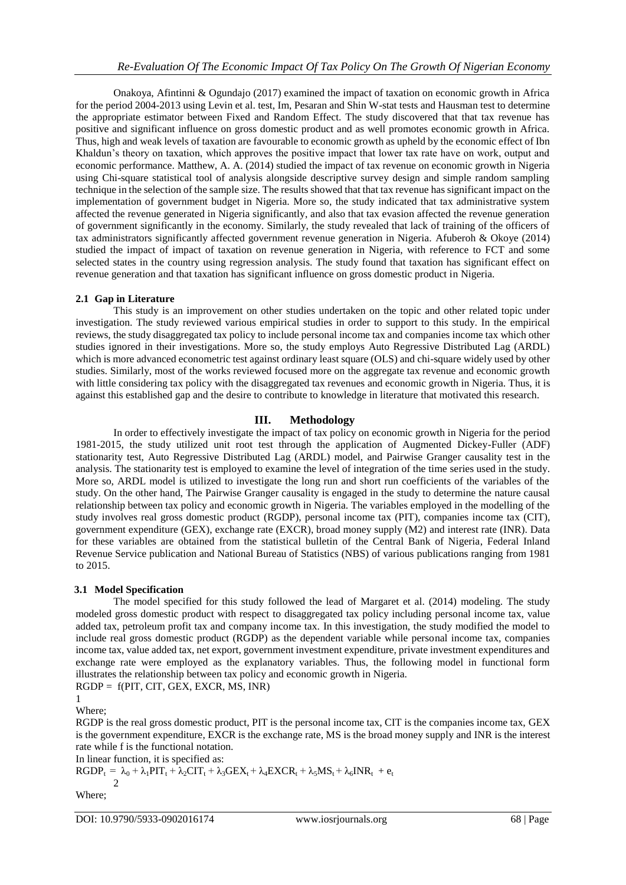Onakoya, Afintinni & Ogundajo (2017) examined the impact of taxation on economic growth in Africa for the period 2004-2013 using Levin et al. test, Im, Pesaran and Shin W-stat tests and Hausman test to determine the appropriate estimator between Fixed and Random Effect. The study discovered that that tax revenue has positive and significant influence on gross domestic product and as well promotes economic growth in Africa. Thus, high and weak levels of taxation are favourable to economic growth as upheld by the economic effect of Ibn Khaldun's theory on taxation, which approves the positive impact that lower tax rate have on work, output and economic performance. Matthew, A. A. (2014) studied the impact of tax revenue on economic growth in Nigeria using Chi-square statistical tool of analysis alongside descriptive survey design and simple random sampling technique in the selection of the sample size. The results showed that that tax revenue has significant impact on the implementation of government budget in Nigeria. More so, the study indicated that tax administrative system affected the revenue generated in Nigeria significantly, and also that tax evasion affected the revenue generation of government significantly in the economy. Similarly, the study revealed that lack of training of the officers of tax administrators significantly affected government revenue generation in Nigeria. Afuberoh & Okoye (2014) studied the impact of taxation on revenue generation in Nigeria, with reference to FCT and some selected states in the country using regression analysis. The study found that taxation has significant effect on revenue generation and that taxation has significant influence on gross domestic product in Nigeria.

### 2.1 Gap in Literature

This study is an improvement on other studies undertaken on the topic and other related topic under investigation. The study reviewed various empirical studies in order to support to this study. In the empirical reviews, the study disaggregated tax policy to include personal income tax and companies income tax which other studies ignored in their investigations. More so, the study employs Auto Regressive Distributed Lag (ARDL) which is more advanced econometric test against ordinary least square (OLS) and chi-square widely used by other studies. Similarly, most of the works reviewed focused more on the aggregate tax revenue and economic growth with little considering tax policy with the disaggregated tax revenues and economic growth in Nigeria. Thus, it is against this established gap and the desire to contribute to knowledge in literature that motivated this research.

## III. Methodology

In order to effectively investigate the impact of tax policy on economic growth in Nigeria for the period 1981-2015, the study utilized unit root test through the application of Augmented Dickey-Fuller (ADF) stationarity test, Auto Regressive Distributed Lag (ARDL) model, and Pairwise Granger causality test in the analysis. The stationarity test is employed to examine the level of integration of the time series used in the study. More so, ARDL model is utilized to investigate the long run and short run coefficients of the variables of the study. On the other hand, The Pairwise Granger causality is engaged in the study to determine the nature causal relationship between tax policy and economic growth in Nigeria. The variables employed in the modelling of the study involves real gross domestic product (RGDP), personal income tax (PIT), companies income tax (CIT), government expenditure (GEX), exchange rate (EXCR), broad money supply (M2) and interest rate (INR). Data for these variables are obtained from the statistical bulletin of the Central Bank of Nigeria, Federal Inland Revenue Service publication and National Bureau of Statistics (NBS) of various publications ranging from 1981 to 2015.

### 3.1 Model Specification

The model specified for this study followed the lead of Margaret et al. (2014) modeling. The study modeled gross domestic product with respect to disaggregated tax policy including personal income tax, value added tax, petroleum profit tax and company income tax. In this investigation, the study modified the model to include real gross domestic product (RGDP) as the dependent variable while personal income tax, companies income tax, value added tax, net export, government investment expenditure, private investment expenditures and exchange rate were employed as the explanatory variables. Thus, the following model in functional form illustrates the relationship between tax policy and economic growth in Nigeria.

$$RGDP = f(PIT, CIT, GEX, EXCR, MS, INR) \quad (1)$$

Where;

RGDP is the real gross domestic product, PIT is the personal income tax, CIT is the companies income tax, GEX is the government expenditure, EXCR is the exchange rate, MS is the broad money supply and INR is the interest rate while f is the functional notation.

In linear function, it is specified as:

$$RGDP_t = \lambda_0 + \lambda_1 PIT_t + \lambda_2 CIT_t + \lambda_3 GEX_t + \lambda_4 EXCR_t + \lambda_5 MS_t + \lambda_6 INR_t + e_t \quad (2)$$

Where;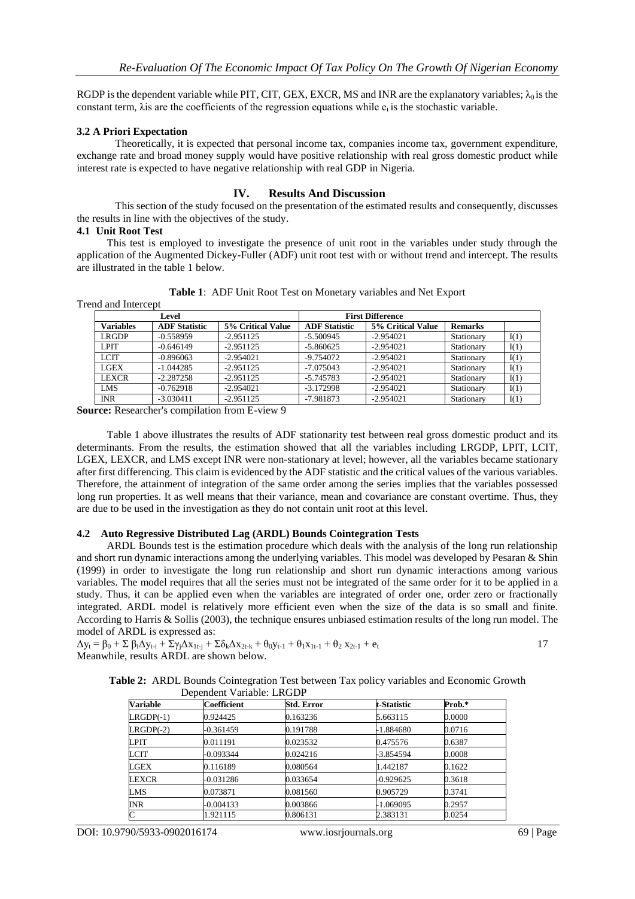RGDP is the dependent variable while PIT, CIT, GEX, EXCR, MS and INR are the explanatory variables; $\lambda_0$ is the constant term, λis are the coefficients of the regression equations while $e_t$ is the stochastic variable.

### 3.2 A Priori Expectation

Theoretically, it is expected that personal income tax, companies income tax, government expenditure, exchange rate and broad money supply would have positive relationship with real gross domestic product while interest rate is expected to have negative relationship with real GDP in Nigeria.

## IV. Results And Discussion

This section of the study focused on the presentation of the estimated results and consequently, discusses the results in line with the objectives of the study.

### 4.1 Unit Root Test

This test is employed to investigate the presence of unit root in the variables under study through the application of the Augmented Dickey-Fuller (ADF) unit root test with or without trend and intercept. The results are illustrated in the table 1 below.

**Table 1**: ADF Unit Root Test on Monetary variables and Net Export

Trend and Intercept

| Level | | | First Difference | | | |
|---|---|---|---|---|---|---|
| **Variables** | **ADF Statistic** | **5% Critical Value** | **ADF Statistic** | **5% Critical Value** | **Remarks** | |
| LRGDP | -0.558959 | -2.951125 | -5.500945 | -2.954021 | Stationary | I(1) |
| LPIT | -0.646149 | -2.951125 | -5.860625 | -2.954021 | Stationary | I(1) |
| LCIT | -0.896063 | -2.954021 | -9.754072 | -2.954021 | Stationary | I(1) |
| LGEX | -1.044285 | -2.951125 | -7.075043 | -2.954021 | Stationary | I(1) |
| LEXCR | -2.287258 | -2.951125 | -5.745783 | -2.954021 | Stationary | I(1) |
| LMS | -0.762918 | -2.954021 | -3.172998 | -2.954021 | Stationary | I(1) |
| INR | -3.030411 | -2.951125 | -7.981873 | -2.954021 | Stationary | I(1) |

**Source:** Researcher's compilation from E-view 9

Table 1 above illustrates the results of ADF stationarity test between real gross domestic product and its determinants. From the results, the estimation showed that all the variables including LRGDP, LPIT, LCIT, LGEX, LEXCR, and LMS except INR were non-stationary at level; however, all the variables became stationary after first differencing. This claim is evidenced by the ADF statistic and the critical values of the various variables. Therefore, the attainment of integration of the same order among the series implies that the variables possessed long run properties. It as well means that their variance, mean and covariance are constant overtime. Thus, they are due to be used in the investigation as they do not contain unit root at this level.

### 4.2 Auto Regressive Distributed Lag (ARDL) Bounds Cointegration Tests

ARDL Bounds test is the estimation procedure which deals with the analysis of the long run relationship and short run dynamic interactions among the underlying variables. This model was developed by Pesaran & Shin (1999) in order to investigate the long run relationship and short run dynamic interactions among various variables. The model requires that all the series must not be integrated of the same order for it to be applied in a study. Thus, it can be applied even when the variables are integrated of order one, order zero or fractionally integrated. ARDL model is relatively more efficient even when the size of the data is so small and finite. According to Harris & Sollis (2003), the technique ensures unbiased estimation results of the long run model. The model of ARDL is expressed as:

$$\Delta y_t = \beta_0 + \Sigma\, \beta_i \Delta y_{t-i} + \Sigma \gamma_j \Delta x_{1t-j} + \Sigma \delta_k \Delta x_{2t-k} + \theta_0 y_{t-1} + \theta_1 x_{1t-1} + \theta_2\, x_{2t-1} + e_t \qquad 17$$

Meanwhile, results ARDL are shown below.

**Table 2:** ARDL Bounds Cointegration Test between Tax policy variables and Economic Growth

Dependent Variable: LRGDP

| Variable | Coefficient | Std. Error | t-Statistic | Prob.* |
|---|---|---|---|---|
| LRGDP(-1) | 0.924425 | 0.163236 | 5.663115 | 0.0000 |
| LRGDP(-2) | -0.361459 | 0.191788 | -1.884680 | 0.0716 |
| LPIT | 0.011191 | 0.023532 | 0.475576 | 0.6387 |
| LCIT | -0.093344 | 0.024216 | -3.854594 | 0.0008 |
| LGEX | 0.116189 | 0.080564 | 1.442187 | 0.1622 |
| LEXCR | -0.031286 | 0.033654 | -0.929625 | 0.3618 |
| LMS | 0.073871 | 0.081560 | 0.905729 | 0.3741 |
| INR | -0.004133 | 0.003866 | -1.069095 | 0.2957 |
| C | 1.921115 | 0.806131 | 2.383131 | 0.0254 |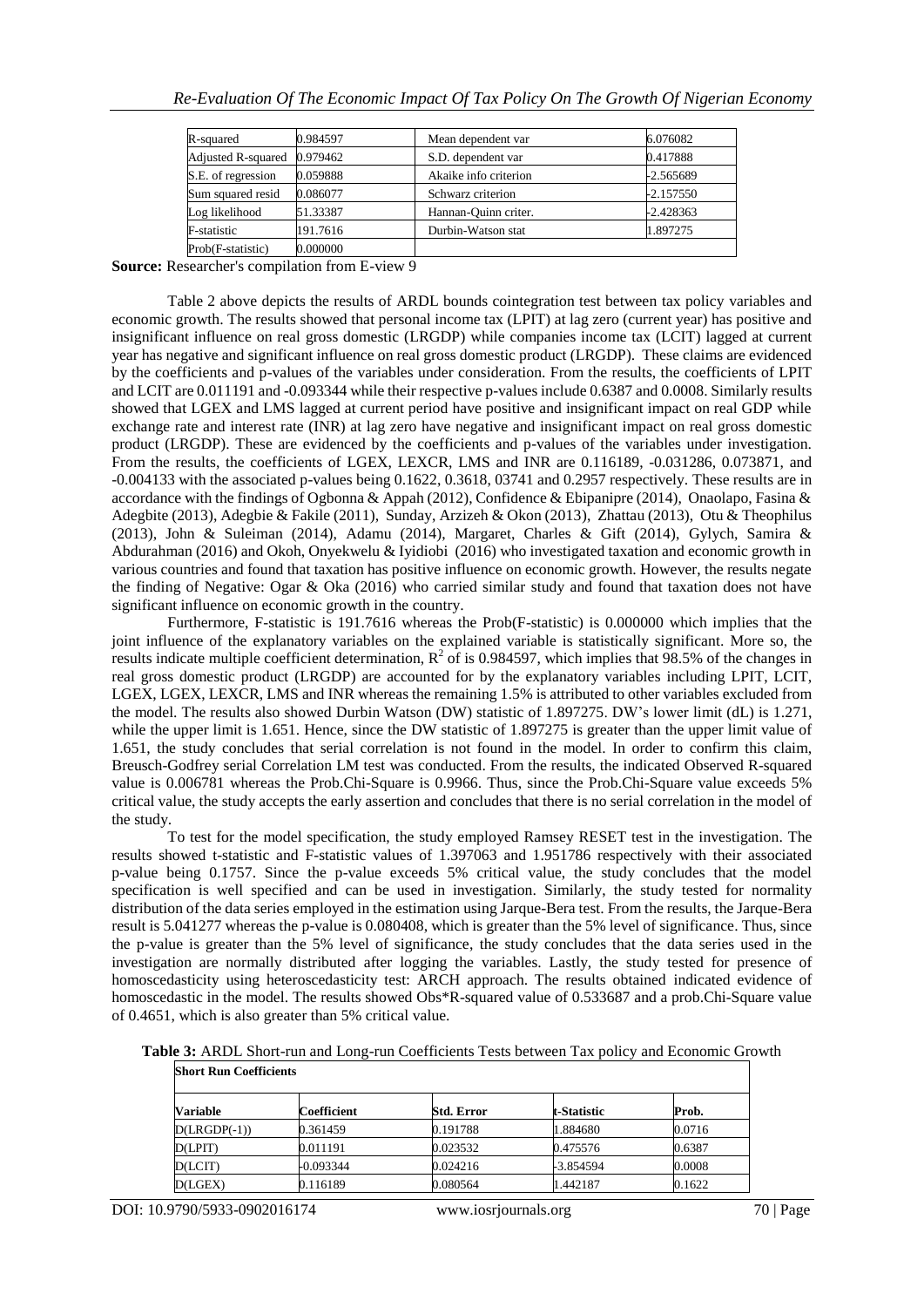| R-squared | 0.984597 | Mean dependent var | 6.076082 |
|---|---|---|---|
| Adjusted R-squared | 0.979462 | S.D. dependent var | 0.417888 |
| S.E. of regression | 0.059888 | Akaike info criterion | -2.565689 |
| Sum squared resid | 0.086077 | Schwarz criterion | -2.157550 |
| Log likelihood | 51.33387 | Hannan-Quinn criter. | -2.428363 |
| F-statistic | 191.7616 | Durbin-Watson stat | 1.897275 |
| Prob(F-statistic) | 0.000000 | | |

**Source:** Researcher's compilation from E-view 9

Table 2 above depicts the results of ARDL bounds cointegration test between tax policy variables and economic growth. The results showed that personal income tax (LPIT) at lag zero (current year) has positive and insignificant influence on real gross domestic (LRGDP) while companies income tax (LCIT) lagged at current year has negative and significant influence on real gross domestic product (LRGDP). These claims are evidenced by the coefficients and p-values of the variables under consideration. From the results, the coefficients of LPIT and LCIT are 0.011191 and -0.093344 while their respective p-values include 0.6387 and 0.0008. Similarly results showed that LGEX and LMS lagged at current period have positive and insignificant impact on real GDP while exchange rate and interest rate (INR) at lag zero have negative and insignificant impact on real gross domestic product (LRGDP). These are evidenced by the coefficients and p-values of the variables under investigation. From the results, the coefficients of LGEX, LEXCR, LMS and INR are 0.116189, -0.031286, 0.073871, and -0.004133 with the associated p-values being 0.1622, 0.3618, 03741 and 0.2957 respectively. These results are in accordance with the findings of Ogbonna & Appah (2012), Confidence & Ebipanipre (2014), Onaolapo, Fasina & Adegbite (2013), Adegbie & Fakile (2011), Sunday, Arzizeh & Okon (2013), Zhattau (2013), Otu & Theophilus (2013), John & Suleiman (2014), Adamu (2014), Margaret, Charles & Gift (2014), Gylych, Samira & Abdurahman (2016) and Okoh, Onyekwelu & Iyidiobi (2016) who investigated taxation and economic growth in various countries and found that taxation has positive influence on economic growth. However, the results negate the finding of Negative: Ogar & Oka (2016) who carried similar study and found that taxation does not have significant influence on economic growth in the country.

Furthermore, F-statistic is 191.7616 whereas the Prob(F-statistic) is 0.000000 which implies that the joint influence of the explanatory variables on the explained variable is statistically significant. More so, the results indicate multiple coefficient determination, $R^2$ of is 0.984597, which implies that 98.5% of the changes in real gross domestic product (LRGDP) are accounted for by the explanatory variables including LPIT, LCIT, LGEX, LGEX, LEXCR, LMS and INR whereas the remaining 1.5% is attributed to other variables excluded from the model. The results also showed Durbin Watson (DW) statistic of 1.897275. DW's lower limit (dL) is 1.271, while the upper limit is 1.651. Hence, since the DW statistic of 1.897275 is greater than the upper limit value of 1.651, the study concludes that serial correlation is not found in the model. In order to confirm this claim, Breusch-Godfrey serial Correlation LM test was conducted. From the results, the indicated Observed R-squared value is 0.006781 whereas the Prob.Chi-Square is 0.9966. Thus, since the Prob.Chi-Square value exceeds 5% critical value, the study accepts the early assertion and concludes that there is no serial correlation in the model of the study.

To test for the model specification, the study employed Ramsey RESET test in the investigation. The results showed t-statistic and F-statistic values of 1.397063 and 1.951786 respectively with their associated p-value being 0.1757. Since the p-value exceeds 5% critical value, the study concludes that the model specification is well specified and can be used in investigation. Similarly, the study tested for normality distribution of the data series employed in the estimation using Jarque-Bera test. From the results, the Jarque-Bera result is 5.041277 whereas the p-value is 0.080408, which is greater than the 5% level of significance. Thus, since the p-value is greater than the 5% level of significance, the study concludes that the data series used in the investigation are normally distributed after logging the variables. Lastly, the study tested for presence of homoscedasticity using heteroscedasticity test: ARCH approach. The results obtained indicated evidence of homoscedastic in the model. The results showed Obs*R-squared value of 0.533687 and a prob.Chi-Square value of 0.4651, which is also greater than 5% critical value.

**Table 3:** ARDL Short-run and Long-run Coefficients Tests between Tax policy and Economic Growth

| **Short Run Coefficients** | | | | |
|---|---|---|---|---|
| **Variable** | **Coefficient** | **Std. Error** | **t-Statistic** | **Prob.** |
| D(LRGDP(-1)) | 0.361459 | 0.191788 | 1.884680 | 0.0716 |
| D(LPIT) | 0.011191 | 0.023532 | 0.475576 | 0.6387 |
| D(LCIT) | -0.093344 | 0.024216 | -3.854594 | 0.0008 |
| D(LGEX) | 0.116189 | 0.080564 | 1.442187 | 0.1622 |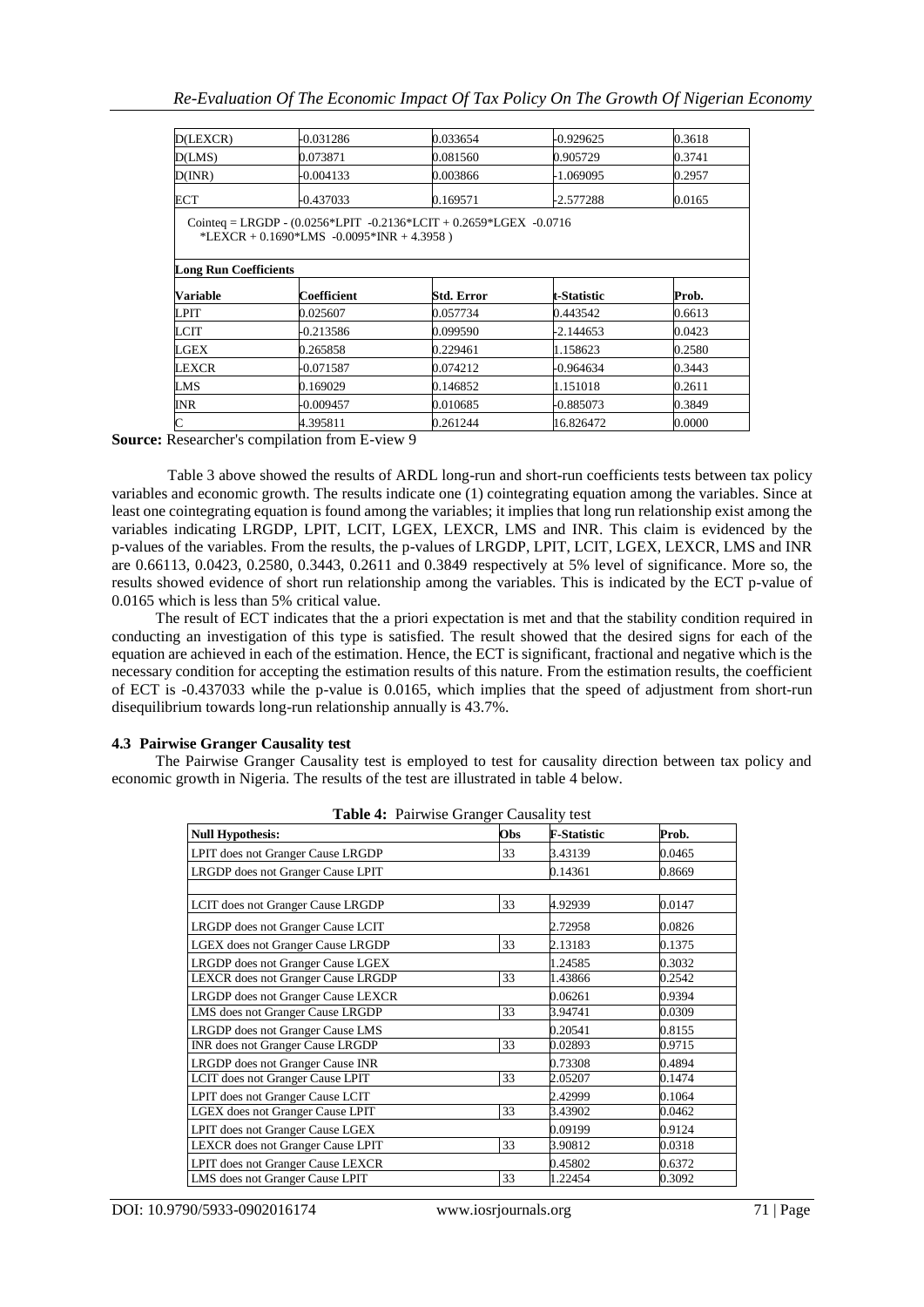| D(LEXCR) | -0.031286 | 0.033654 | -0.929625 | 0.3618 |
|---|---|---|---|---|
| D(LMS) | 0.073871 | 0.081560 | 0.905729 | 0.3741 |
| D(INR) | -0.004133 | 0.003866 | -1.069095 | 0.2957 |
| ECT | -0.437033 | 0.169571 | -2.577288 | 0.0165 |
| Cointeq = LRGDP - (0.0256*LPIT -0.2136*LCIT + 0.2659*LGEX -0.0716 *LEXCR + 0.1690*LMS -0.0095*INR + 4.3958 ) | | | | |
| **Long Run Coefficients** | | | | |
| **Variable** | **Coefficient** | **Std. Error** | **t-Statistic** | **Prob.** |
| LPIT | 0.025607 | 0.057734 | 0.443542 | 0.6613 |
| LCIT | -0.213586 | 0.099590 | -2.144653 | 0.0423 |
| LGEX | 0.265858 | 0.229461 | 1.158623 | 0.2580 |
| LEXCR | -0.071587 | 0.074212 | -0.964634 | 0.3443 |
| LMS | 0.169029 | 0.146852 | 1.151018 | 0.2611 |
| INR | -0.009457 | 0.010685 | -0.885073 | 0.3849 |
| C | 4.395811 | 0.261244 | 16.826472 | 0.0000 |

**Source:** Researcher's compilation from E-view 9

Table 3 above showed the results of ARDL long-run and short-run coefficients tests between tax policy variables and economic growth. The results indicate one (1) cointegrating equation among the variables. Since at least one cointegrating equation is found among the variables; it implies that long run relationship exist among the variables indicating LRGDP, LPIT, LCIT, LGEX, LEXCR, LMS and INR. This claim is evidenced by the p-values of the variables. From the results, the p-values of LRGDP, LPIT, LCIT, LGEX, LEXCR, LMS and INR are 0.66113, 0.0423, 0.2580, 0.3443, 0.2611 and 0.3849 respectively at 5% level of significance. More so, the results showed evidence of short run relationship among the variables. This is indicated by the ECT p-value of 0.0165 which is less than 5% critical value.

The result of ECT indicates that the a priori expectation is met and that the stability condition required in conducting an investigation of this type is satisfied. The result showed that the desired signs for each of the equation are achieved in each of the estimation. Hence, the ECT is significant, fractional and negative which is the necessary condition for accepting the estimation results of this nature. From the estimation results, the coefficient of ECT is -0.437033 while the p-value is 0.0165, which implies that the speed of adjustment from short-run disequilibrium towards long-run relationship annually is 43.7%.

### 4.3 Pairwise Granger Causality test

The Pairwise Granger Causality test is employed to test for causality direction between tax policy and economic growth in Nigeria. The results of the test are illustrated in table 4 below.

**Table 4:** Pairwise Granger Causality test

| Null Hypothesis: | Obs | F-Statistic | Prob. |
|---|---|---|---|
| LPIT does not Granger Cause LRGDP | 33 | 3.43139 | 0.0465 |
| LRGDP does not Granger Cause LPIT | | 0.14361 | 0.8669 |
| | | | |
| LCIT does not Granger Cause LRGDP | 33 | 4.92939 | 0.0147 |
| LRGDP does not Granger Cause LCIT | | 2.72958 | 0.0826 |
| LGEX does not Granger Cause LRGDP | 33 | 2.13183 | 0.1375 |
| LRGDP does not Granger Cause LGEX | | 1.24585 | 0.3032 |
| LEXCR does not Granger Cause LRGDP | 33 | 1.43866 | 0.2542 |
| LRGDP does not Granger Cause LEXCR | | 0.06261 | 0.9394 |
| LMS does not Granger Cause LRGDP | 33 | 3.94741 | 0.0309 |
| LRGDP does not Granger Cause LMS | | 0.20541 | 0.8155 |
| INR does not Granger Cause LRGDP | 33 | 0.02893 | 0.9715 |
| LRGDP does not Granger Cause INR | | 0.73308 | 0.4894 |
| LCIT does not Granger Cause LPIT | 33 | 2.05207 | 0.1474 |
| LPIT does not Granger Cause LCIT | | 2.42999 | 0.1064 |
| LGEX does not Granger Cause LPIT | 33 | 3.43902 | 0.0462 |
| LPIT does not Granger Cause LGEX | | 0.09199 | 0.9124 |
| LEXCR does not Granger Cause LPIT | 33 | 3.90812 | 0.0318 |
| LPIT does not Granger Cause LEXCR | | 0.45802 | 0.6372 |
| LMS does not Granger Cause LPIT | 33 | 1.22454 | 0.3092 |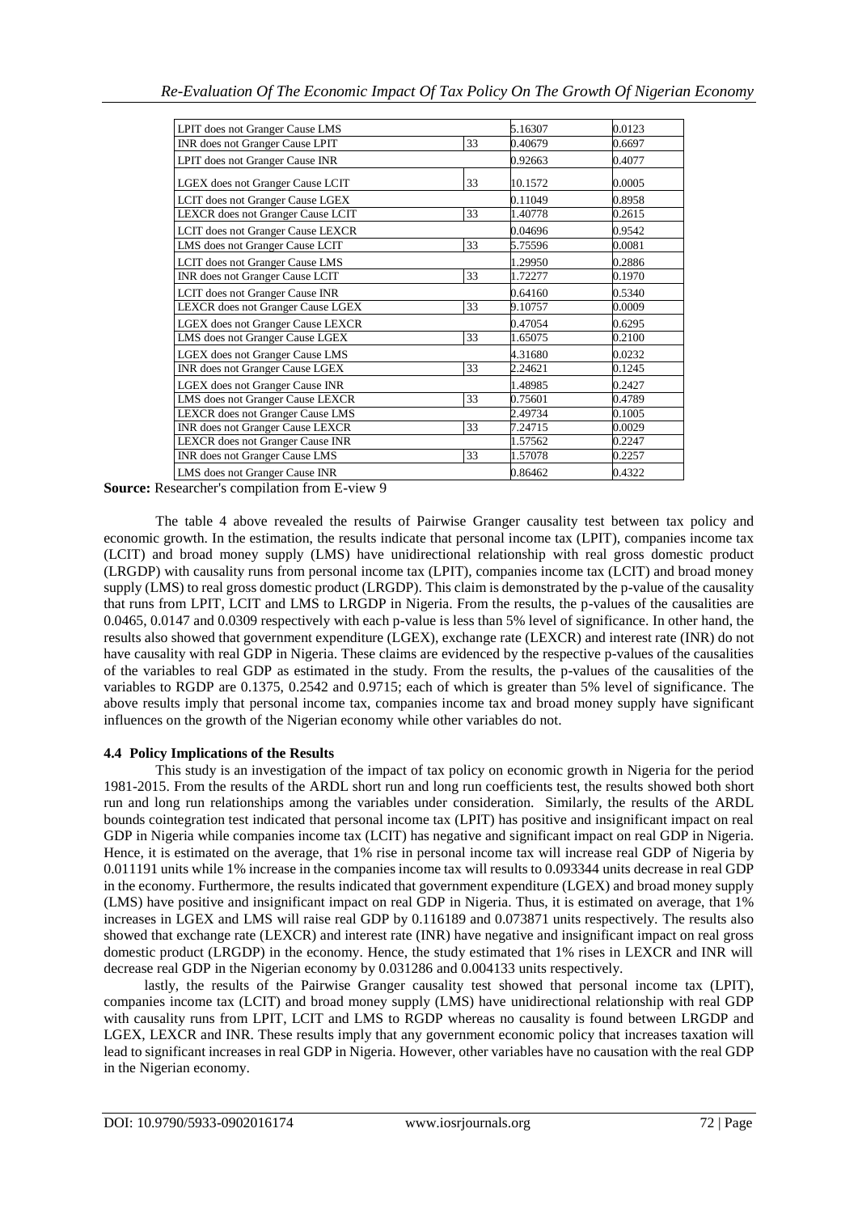| | | | |
|---|---|---|---|
| LPIT does not Granger Cause LMS | | 5.16307 | 0.0123 |
| INR does not Granger Cause LPIT | 33 | 0.40679 | 0.6697 |
| LPIT does not Granger Cause INR | | 0.92663 | 0.4077 |
| LGEX does not Granger Cause LCIT | 33 | 10.1572 | 0.0005 |
| LCIT does not Granger Cause LGEX | | 0.11049 | 0.8958 |
| LEXCR does not Granger Cause LCIT | 33 | 1.40778 | 0.2615 |
| LCIT does not Granger Cause LEXCR | | 0.04696 | 0.9542 |
| LMS does not Granger Cause LCIT | 33 | 5.75596 | 0.0081 |
| LCIT does not Granger Cause LMS | | 1.29950 | 0.2886 |
| INR does not Granger Cause LCIT | 33 | 1.72277 | 0.1970 |
| LCIT does not Granger Cause INR | | 0.64160 | 0.5340 |
| LEXCR does not Granger Cause LGEX | 33 | 9.10757 | 0.0009 |
| LGEX does not Granger Cause LEXCR | | 0.47054 | 0.6295 |
| LMS does not Granger Cause LGEX | 33 | 1.65075 | 0.2100 |
| LGEX does not Granger Cause LMS | | 4.31680 | 0.0232 |
| INR does not Granger Cause LGEX | 33 | 2.24621 | 0.1245 |
| LGEX does not Granger Cause INR | | 1.48985 | 0.2427 |
| LMS does not Granger Cause LEXCR | 33 | 0.75601 | 0.4789 |
| LEXCR does not Granger Cause LMS | | 2.49734 | 0.1005 |
| INR does not Granger Cause LEXCR | 33 | 7.24715 | 0.0029 |
| LEXCR does not Granger Cause INR | | 1.57562 | 0.2247 |
| INR does not Granger Cause LMS | 33 | 1.57078 | 0.2257 |
| LMS does not Granger Cause INR | | 0.86462 | 0.4322 |

**Source:** Researcher's compilation from E-view 9

The table 4 above revealed the results of Pairwise Granger causality test between tax policy and economic growth. In the estimation, the results indicate that personal income tax (LPIT), companies income tax (LCIT) and broad money supply (LMS) have unidirectional relationship with real gross domestic product (LRGDP) with causality runs from personal income tax (LPIT), companies income tax (LCIT) and broad money supply (LMS) to real gross domestic product (LRGDP). This claim is demonstrated by the p-value of the causality that runs from LPIT, LCIT and LMS to LRGDP in Nigeria. From the results, the p-values of the causalities are 0.0465, 0.0147 and 0.0309 respectively with each p-value is less than 5% level of significance. In other hand, the results also showed that government expenditure (LGEX), exchange rate (LEXCR) and interest rate (INR) do not have causality with real GDP in Nigeria. These claims are evidenced by the respective p-values of the causalities of the variables to real GDP as estimated in the study. From the results, the p-values of the causalities of the variables to RGDP are 0.1375, 0.2542 and 0.9715; each of which is greater than 5% level of significance. The above results imply that personal income tax, companies income tax and broad money supply have significant influences on the growth of the Nigerian economy while other variables do not.

### 4.4 Policy Implications of the Results

This study is an investigation of the impact of tax policy on economic growth in Nigeria for the period 1981-2015. From the results of the ARDL short run and long run coefficients test, the results showed both short run and long run relationships among the variables under consideration. Similarly, the results of the ARDL bounds cointegration test indicated that personal income tax (LPIT) has positive and insignificant impact on real GDP in Nigeria while companies income tax (LCIT) has negative and significant impact on real GDP in Nigeria. Hence, it is estimated on the average, that 1% rise in personal income tax will increase real GDP of Nigeria by 0.011191 units while 1% increase in the companies income tax will results to 0.093344 units decrease in real GDP in the economy. Furthermore, the results indicated that government expenditure (LGEX) and broad money supply (LMS) have positive and insignificant impact on real GDP in Nigeria. Thus, it is estimated on average, that 1% increases in LGEX and LMS will raise real GDP by 0.116189 and 0.073871 units respectively. The results also showed that exchange rate (LEXCR) and interest rate (INR) have negative and insignificant impact on real gross domestic product (LRGDP) in the economy. Hence, the study estimated that 1% rises in LEXCR and INR will decrease real GDP in the Nigerian economy by 0.031286 and 0.004133 units respectively.

lastly, the results of the Pairwise Granger causality test showed that personal income tax (LPIT), companies income tax (LCIT) and broad money supply (LMS) have unidirectional relationship with real GDP with causality runs from LPIT, LCIT and LMS to RGDP whereas no causality is found between LRGDP and LGEX, LEXCR and INR. These results imply that any government economic policy that increases taxation will lead to significant increases in real GDP in Nigeria. However, other variables have no causation with the real GDP in the Nigerian economy.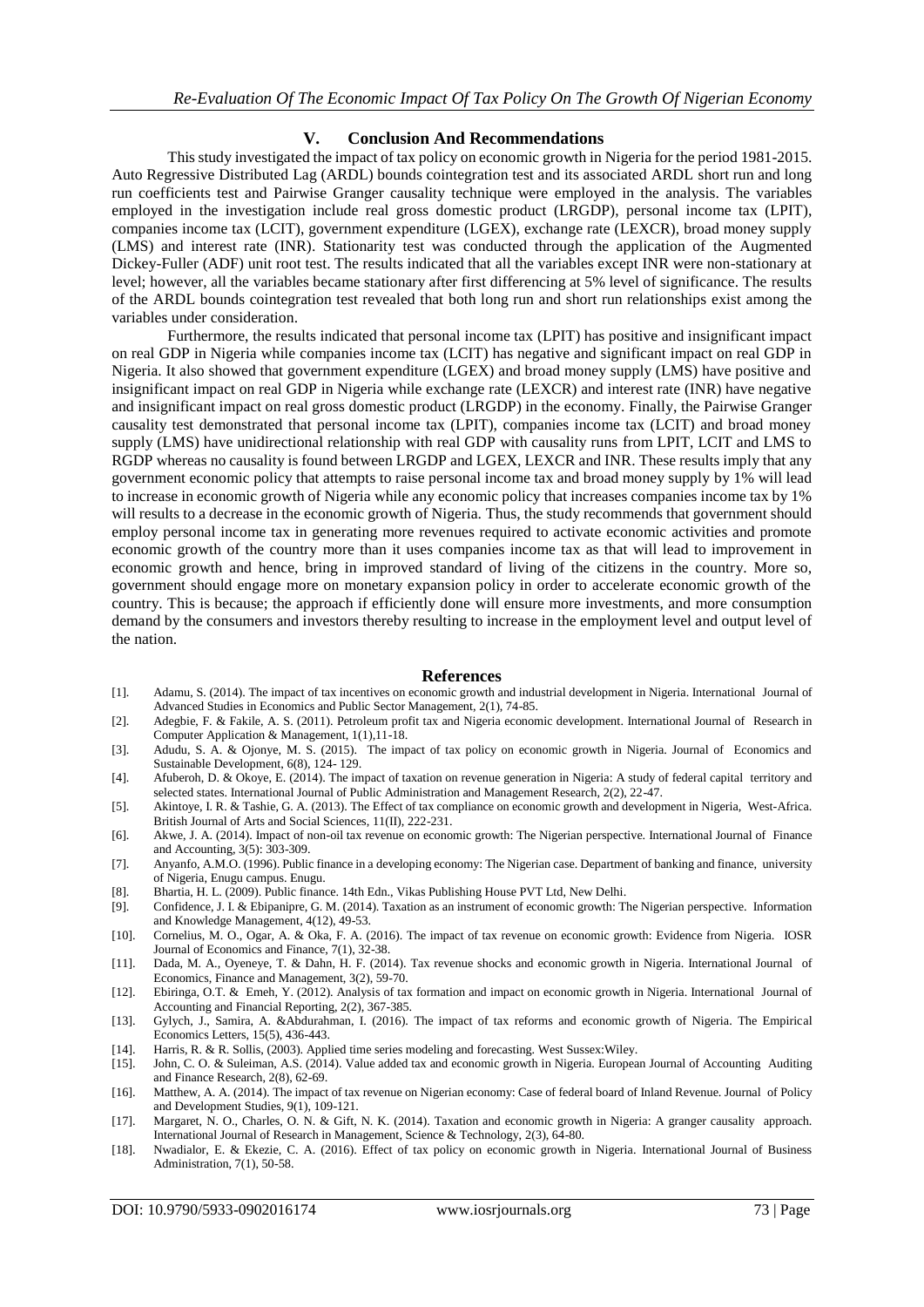## V. Conclusion And Recommendations

This study investigated the impact of tax policy on economic growth in Nigeria for the period 1981-2015. Auto Regressive Distributed Lag (ARDL) bounds cointegration test and its associated ARDL short run and long run coefficients test and Pairwise Granger causality technique were employed in the analysis. The variables employed in the investigation include real gross domestic product (LRGDP), personal income tax (LPIT), companies income tax (LCIT), government expenditure (LGEX), exchange rate (LEXCR), broad money supply (LMS) and interest rate (INR). Stationarity test was conducted through the application of the Augmented Dickey-Fuller (ADF) unit root test. The results indicated that all the variables except INR were non-stationary at level; however, all the variables became stationary after first differencing at 5% level of significance. The results of the ARDL bounds cointegration test revealed that both long run and short run relationships exist among the variables under consideration.

Furthermore, the results indicated that personal income tax (LPIT) has positive and insignificant impact on real GDP in Nigeria while companies income tax (LCIT) has negative and significant impact on real GDP in Nigeria. It also showed that government expenditure (LGEX) and broad money supply (LMS) have positive and insignificant impact on real GDP in Nigeria while exchange rate (LEXCR) and interest rate (INR) have negative and insignificant impact on real gross domestic product (LRGDP) in the economy. Finally, the Pairwise Granger causality test demonstrated that personal income tax (LPIT), companies income tax (LCIT) and broad money supply (LMS) have unidirectional relationship with real GDP with causality runs from LPIT, LCIT and LMS to RGDP whereas no causality is found between LRGDP and LGEX, LEXCR and INR. These results imply that any government economic policy that attempts to raise personal income tax and broad money supply by 1% will lead to increase in economic growth of Nigeria while any economic policy that increases companies income tax by 1% will results to a decrease in the economic growth of Nigeria. Thus, the study recommends that government should employ personal income tax in generating more revenues required to activate economic activities and promote economic growth of the country more than it uses companies income tax as that will lead to improvement in economic growth and hence, bring in improved standard of living of the citizens in the country. More so, government should engage more on monetary expansion policy in order to accelerate economic growth of the country. This is because; the approach if efficiently done will ensure more investments, and more consumption demand by the consumers and investors thereby resulting to increase in the employment level and output level of the nation.

## References

[1]. Adamu, S. (2014). The impact of tax incentives on economic growth and industrial development in Nigeria. International Journal of Advanced Studies in Economics and Public Sector Management, 2(1), 74-85.

[2]. Adegbie, F. & Fakile, A. S. (2011). Petroleum profit tax and Nigeria economic development. International Journal of Research in Computer Application & Management, 1(1),11-18.

[3]. Adudu, S. A. & Ojonye, M. S. (2015). The impact of tax policy on economic growth in Nigeria. Journal of Economics and Sustainable Development, 6(8), 124- 129.

[4]. Afuberoh, D. & Okoye, E. (2014). The impact of taxation on revenue generation in Nigeria: A study of federal capital territory and selected states. International Journal of Public Administration and Management Research, 2(2), 22-47.

[5]. Akintoye, I. R. & Tashie, G. A. (2013). The Effect of tax compliance on economic growth and development in Nigeria, West-Africa. British Journal of Arts and Social Sciences, 11(II), 222-231.

[6]. Akwe, J. A. (2014). Impact of non-oil tax revenue on economic growth: The Nigerian perspective. International Journal of Finance and Accounting, 3(5): 303-309.

[7]. Anyanfo, A.M.O. (1996). Public finance in a developing economy: The Nigerian case. Department of banking and finance, university of Nigeria, Enugu campus. Enugu.

[8]. Bhartia, H. L. (2009). Public finance. 14th Edn., Vikas Publishing House PVT Ltd, New Delhi.

[9]. Confidence, J. I. & Ebipanipre, G. M. (2014). Taxation as an instrument of economic growth: The Nigerian perspective. Information and Knowledge Management, 4(12), 49-53.

[10]. Cornelius, M. O., Ogar, A. & Oka, F. A. (2016). The impact of tax revenue on economic growth: Evidence from Nigeria. IOSR Journal of Economics and Finance, 7(1), 32-38.

[11]. Dada, M. A., Oyeneye, T. & Dahn, H. F. (2014). Tax revenue shocks and economic growth in Nigeria. International Journal of Economics, Finance and Management, 3(2), 59-70.

[12]. Ebiringa, O.T. & Emeh, Y. (2012). Analysis of tax formation and impact on economic growth in Nigeria. International Journal of Accounting and Financial Reporting, 2(2), 367-385.

[13]. Gylych, J., Samira, A. &Abdurahman, I. (2016). The impact of tax reforms and economic growth of Nigeria. The Empirical Economics Letters, 15(5), 436-443.

[14]. Harris, R. & R. Sollis, (2003). Applied time series modeling and forecasting. West Sussex:Wiley.

[15]. John, C. O. & Suleiman, A.S. (2014). Value added tax and economic growth in Nigeria. European Journal of Accounting Auditing and Finance Research, 2(8), 62-69.

[16]. Matthew, A. A. (2014). The impact of tax revenue on Nigerian economy: Case of federal board of Inland Revenue. Journal of Policy and Development Studies, 9(1), 109-121.

[17]. Margaret, N. O., Charles, O. N. & Gift, N. K. (2014). Taxation and economic growth in Nigeria: A granger causality approach. International Journal of Research in Management, Science & Technology, 2(3), 64-80.

[18]. Nwadialor, E. & Ekezie, C. A. (2016). Effect of tax policy on economic growth in Nigeria. International Journal of Business Administration, 7(1), 50-58.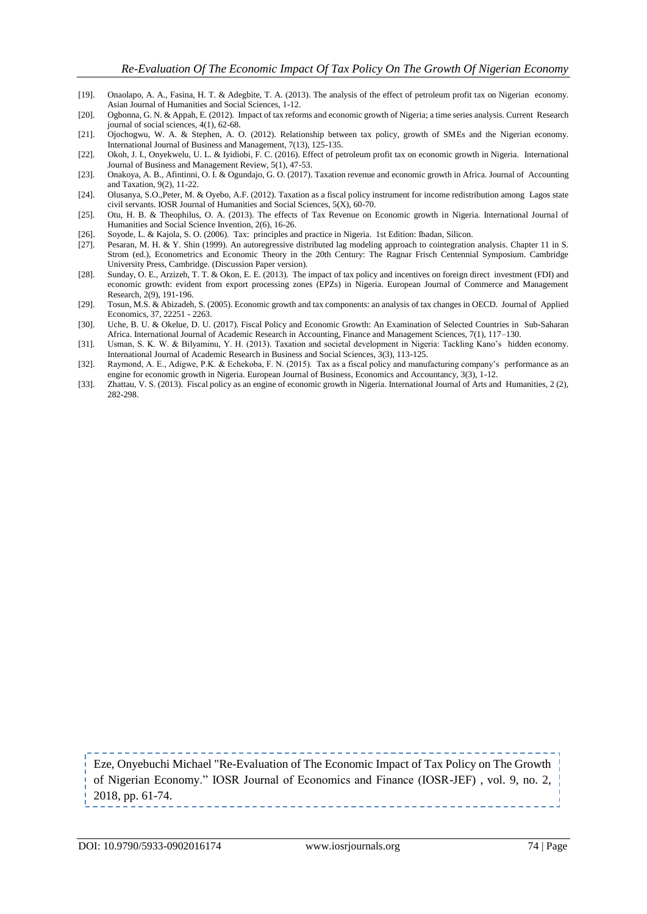[19]. Onaolapo, A. A., Fasina, H. T. & Adegbite, T. A. (2013). The analysis of the effect of petroleum profit tax on Nigerian economy. Asian Journal of Humanities and Social Sciences, 1-12.

[20]. Ogbonna, G. N. & Appah, E. (2012). Impact of tax reforms and economic growth of Nigeria; a time series analysis. Current Research journal of social sciences, 4(1), 62-68.

[21]. Ojochogwu, W. A. & Stephen, A. O. (2012). Relationship between tax policy, growth of SMEs and the Nigerian economy. International Journal of Business and Management, 7(13), 125-135.

[22]. Okoh, J. I., Onyekwelu, U. L. & Iyidiobi, F. C. (2016). Effect of petroleum profit tax on economic growth in Nigeria. International Journal of Business and Management Review, 5(1), 47-53.

[23]. Onakoya, A. B., Afintinni, O. I. & Ogundajo, G. O. (2017). Taxation revenue and economic growth in Africa. Journal of Accounting and Taxation, 9(2), 11-22.

[24]. Olusanya, S.O.,Peter, M. & Oyebo, A.F. (2012). Taxation as a fiscal policy instrument for income redistribution among Lagos state civil servants. IOSR Journal of Humanities and Social Sciences, 5(X), 60-70.

[25]. Otu, H. B. & Theophilus, O. A. (2013). The effects of Tax Revenue on Economic growth in Nigeria. International Journal of Humanities and Social Science Invention, 2(6), 16-26.

[26]. Soyode, L. & Kajola, S. O. (2006). Tax: principles and practice in Nigeria. 1st Edition: Ibadan, Silicon.

[27]. Pesaran, M. H. & Y. Shin (1999). An autoregressive distributed lag modeling approach to cointegration analysis. Chapter 11 in S. Strom (ed.), Econometrics and Economic Theory in the 20th Century: The Ragnar Frisch Centennial Symposium. Cambridge University Press, Cambridge. (Discussion Paper version).

[28]. Sunday, O. E., Arzizeh, T. T. & Okon, E. E. (2013). The impact of tax policy and incentives on foreign direct investment (FDI) and economic growth: evident from export processing zones (EPZs) in Nigeria. European Journal of Commerce and Management Research, 2(9), 191-196.

[29]. Tosun, M.S. & Abizadeh, S. (2005). Economic growth and tax components: an analysis of tax changes in OECD. Journal of Applied Economics, 37, 22251 - 2263.

[30]. Uche, B. U. & Okelue, D. U. (2017). Fiscal Policy and Economic Growth: An Examination of Selected Countries in Sub-Saharan Africa. International Journal of Academic Research in Accounting, Finance and Management Sciences, 7(1), 117–130.

[31]. Usman, S. K. W. & Bilyaminu, Y. H. (2013). Taxation and societal development in Nigeria: Tackling Kano's hidden economy. International Journal of Academic Research in Business and Social Sciences, 3(3), 113-125.

[32]. Raymond, A. E., Adigwe, P.K. & Echekoba, F. N. (2015). Tax as a fiscal policy and manufacturing company's performance as an engine for economic growth in Nigeria. European Journal of Business, Economics and Accountancy, 3(3), 1-12.

[33]. Zhattau, V. S. (2013). Fiscal policy as an engine of economic growth in Nigeria. International Journal of Arts and Humanities, 2 (2), 282-298.

Eze, Onyebuchi Michael "Re-Evaluation of The Economic Impact of Tax Policy on The Growth of Nigerian Economy." IOSR Journal of Economics and Finance (IOSR-JEF) , vol. 9, no. 2, 2018, pp. 61-74.